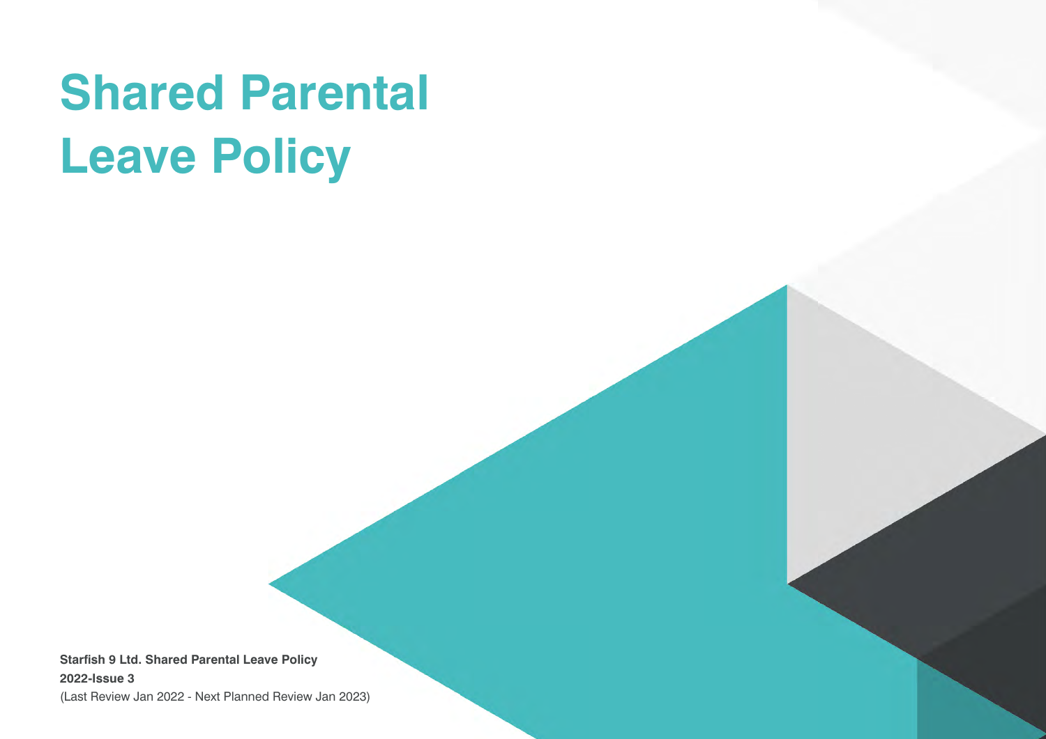# Shared Parental Leave Policy

**Starfish 9 Ltd. Shared Parental Leave Policy**
**2022-Issue 3**
(Last Review Jan 2022 - Next Planned Review Jan 2023)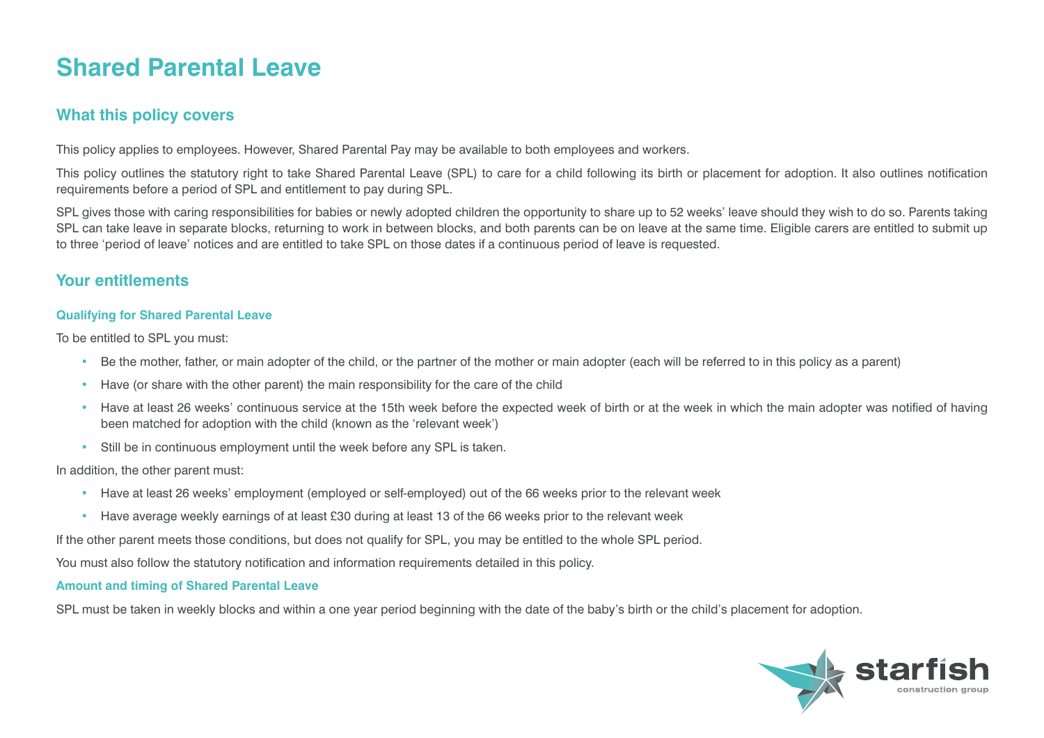# Shared Parental Leave

## What this policy covers

This policy applies to employees. However, Shared Parental Pay may be available to both employees and workers.

This policy outlines the statutory right to take Shared Parental Leave (SPL) to care for a child following its birth or placement for adoption. It also outlines notification requirements before a period of SPL and entitlement to pay during SPL.

SPL gives those with caring responsibilities for babies or newly adopted children the opportunity to share up to 52 weeks' leave should they wish to do so. Parents taking SPL can take leave in separate blocks, returning to work in between blocks, and both parents can be on leave at the same time. Eligible carers are entitled to submit up to three 'period of leave' notices and are entitled to take SPL on those dates if a continuous period of leave is requested.

## Your entitlements

### Qualifying for Shared Parental Leave

To be entitled to SPL you must:

- Be the mother, father, or main adopter of the child, or the partner of the mother or main adopter (each will be referred to in this policy as a parent)
- Have (or share with the other parent) the main responsibility for the care of the child
- Have at least 26 weeks' continuous service at the 15th week before the expected week of birth or at the week in which the main adopter was notified of having been matched for adoption with the child (known as the 'relevant week')
- Still be in continuous employment until the week before any SPL is taken.

In addition, the other parent must:

- Have at least 26 weeks' employment (employed or self-employed) out of the 66 weeks prior to the relevant week
- Have average weekly earnings of at least £30 during at least 13 of the 66 weeks prior to the relevant week

If the other parent meets those conditions, but does not qualify for SPL, you may be entitled to the whole SPL period.

You must also follow the statutory notification and information requirements detailed in this policy.

### Amount and timing of Shared Parental Leave

SPL must be taken in weekly blocks and within a one year period beginning with the date of the baby's birth or the child's placement for adoption.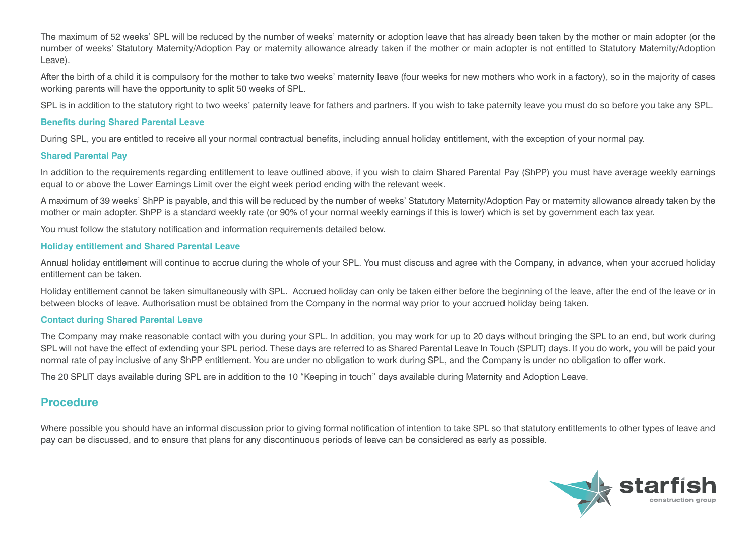The maximum of 52 weeks' SPL will be reduced by the number of weeks' maternity or adoption leave that has already been taken by the mother or main adopter (or the number of weeks' Statutory Maternity/Adoption Pay or maternity allowance already taken if the mother or main adopter is not entitled to Statutory Maternity/Adoption Leave).

After the birth of a child it is compulsory for the mother to take two weeks' maternity leave (four weeks for new mothers who work in a factory), so in the majority of cases working parents will have the opportunity to split 50 weeks of SPL.

SPL is in addition to the statutory right to two weeks' paternity leave for fathers and partners. If you wish to take paternity leave you must do so before you take any SPL.

### Benefits during Shared Parental Leave

During SPL, you are entitled to receive all your normal contractual benefits, including annual holiday entitlement, with the exception of your normal pay.

### Shared Parental Pay

In addition to the requirements regarding entitlement to leave outlined above, if you wish to claim Shared Parental Pay (ShPP) you must have average weekly earnings equal to or above the Lower Earnings Limit over the eight week period ending with the relevant week.

A maximum of 39 weeks' ShPP is payable, and this will be reduced by the number of weeks' Statutory Maternity/Adoption Pay or maternity allowance already taken by the mother or main adopter. ShPP is a standard weekly rate (or 90% of your normal weekly earnings if this is lower) which is set by government each tax year.

You must follow the statutory notification and information requirements detailed below.

### Holiday entitlement and Shared Parental Leave

Annual holiday entitlement will continue to accrue during the whole of your SPL. You must discuss and agree with the Company, in advance, when your accrued holiday entitlement can be taken.

Holiday entitlement cannot be taken simultaneously with SPL. Accrued holiday can only be taken either before the beginning of the leave, after the end of the leave or in between blocks of leave. Authorisation must be obtained from the Company in the normal way prior to your accrued holiday being taken.

### Contact during Shared Parental Leave

The Company may make reasonable contact with you during your SPL. In addition, you may work for up to 20 days without bringing the SPL to an end, but work during SPL will not have the effect of extending your SPL period. These days are referred to as Shared Parental Leave In Touch (SPLIT) days. If you do work, you will be paid your normal rate of pay inclusive of any ShPP entitlement. You are under no obligation to work during SPL, and the Company is under no obligation to offer work.

The 20 SPLIT days available during SPL are in addition to the 10 "Keeping in touch" days available during Maternity and Adoption Leave.

## Procedure

Where possible you should have an informal discussion prior to giving formal notification of intention to take SPL so that statutory entitlements to other types of leave and pay can be discussed, and to ensure that plans for any discontinuous periods of leave can be considered as early as possible.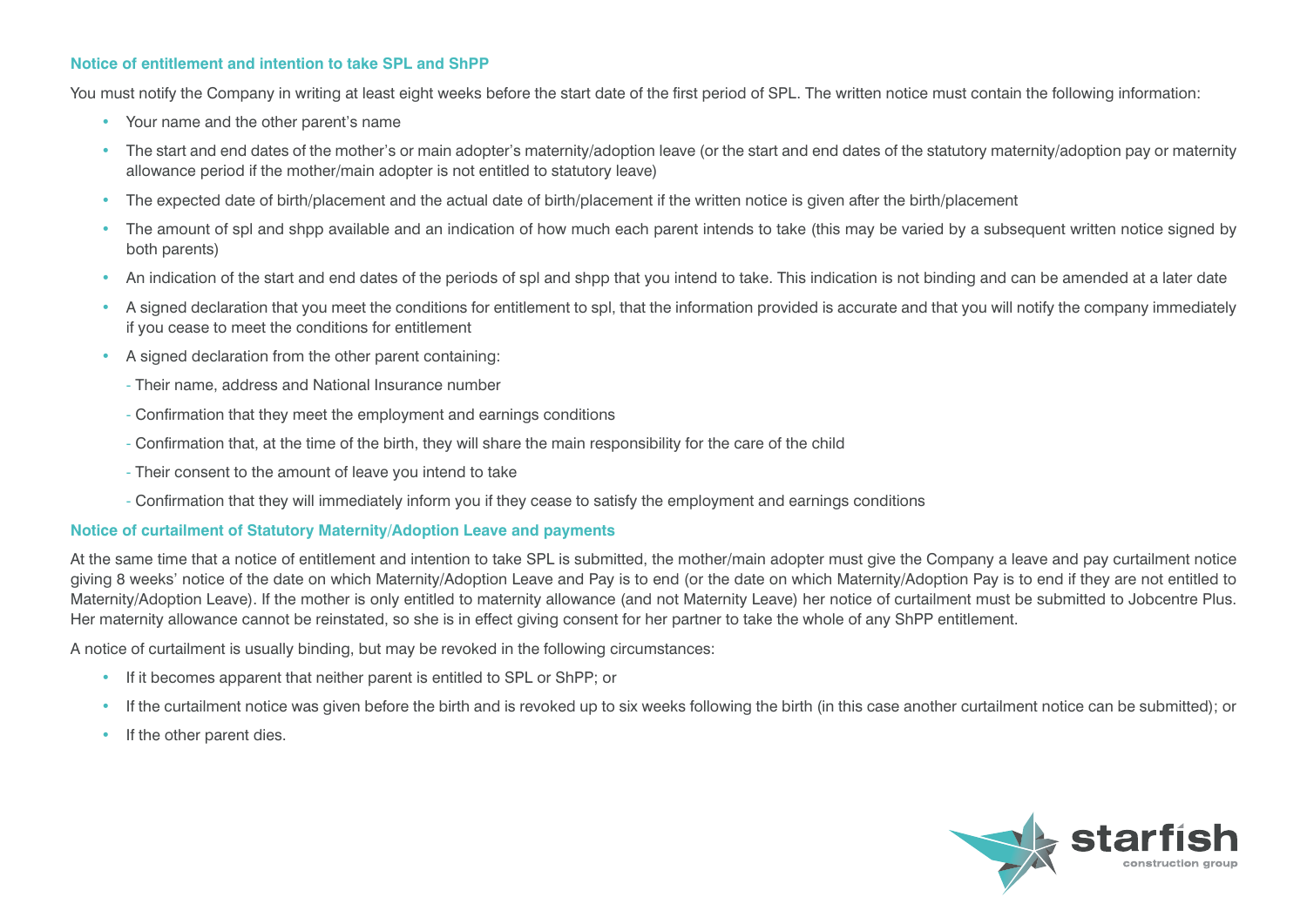### Notice of entitlement and intention to take SPL and ShPP

You must notify the Company in writing at least eight weeks before the start date of the first period of SPL. The written notice must contain the following information:

- Your name and the other parent's name
- The start and end dates of the mother's or main adopter's maternity/adoption leave (or the start and end dates of the statutory maternity/adoption pay or maternity allowance period if the mother/main adopter is not entitled to statutory leave)
- The expected date of birth/placement and the actual date of birth/placement if the written notice is given after the birth/placement
- The amount of spl and shpp available and an indication of how much each parent intends to take (this may be varied by a subsequent written notice signed by both parents)
- An indication of the start and end dates of the periods of spl and shpp that you intend to take. This indication is not binding and can be amended at a later date
- A signed declaration that you meet the conditions for entitlement to spl, that the information provided is accurate and that you will notify the company immediately if you cease to meet the conditions for entitlement
- A signed declaration from the other parent containing:
  - Their name, address and National Insurance number
  - Confirmation that they meet the employment and earnings conditions
  - Confirmation that, at the time of the birth, they will share the main responsibility for the care of the child
  - Their consent to the amount of leave you intend to take
  - Confirmation that they will immediately inform you if they cease to satisfy the employment and earnings conditions

### Notice of curtailment of Statutory Maternity/Adoption Leave and payments

At the same time that a notice of entitlement and intention to take SPL is submitted, the mother/main adopter must give the Company a leave and pay curtailment notice giving 8 weeks' notice of the date on which Maternity/Adoption Leave and Pay is to end (or the date on which Maternity/Adoption Pay is to end if they are not entitled to Maternity/Adoption Leave). If the mother is only entitled to maternity allowance (and not Maternity Leave) her notice of curtailment must be submitted to Jobcentre Plus. Her maternity allowance cannot be reinstated, so she is in effect giving consent for her partner to take the whole of any ShPP entitlement.

A notice of curtailment is usually binding, but may be revoked in the following circumstances:

- If it becomes apparent that neither parent is entitled to SPL or ShPP; or
- If the curtailment notice was given before the birth and is revoked up to six weeks following the birth (in this case another curtailment notice can be submitted); or
- If the other parent dies.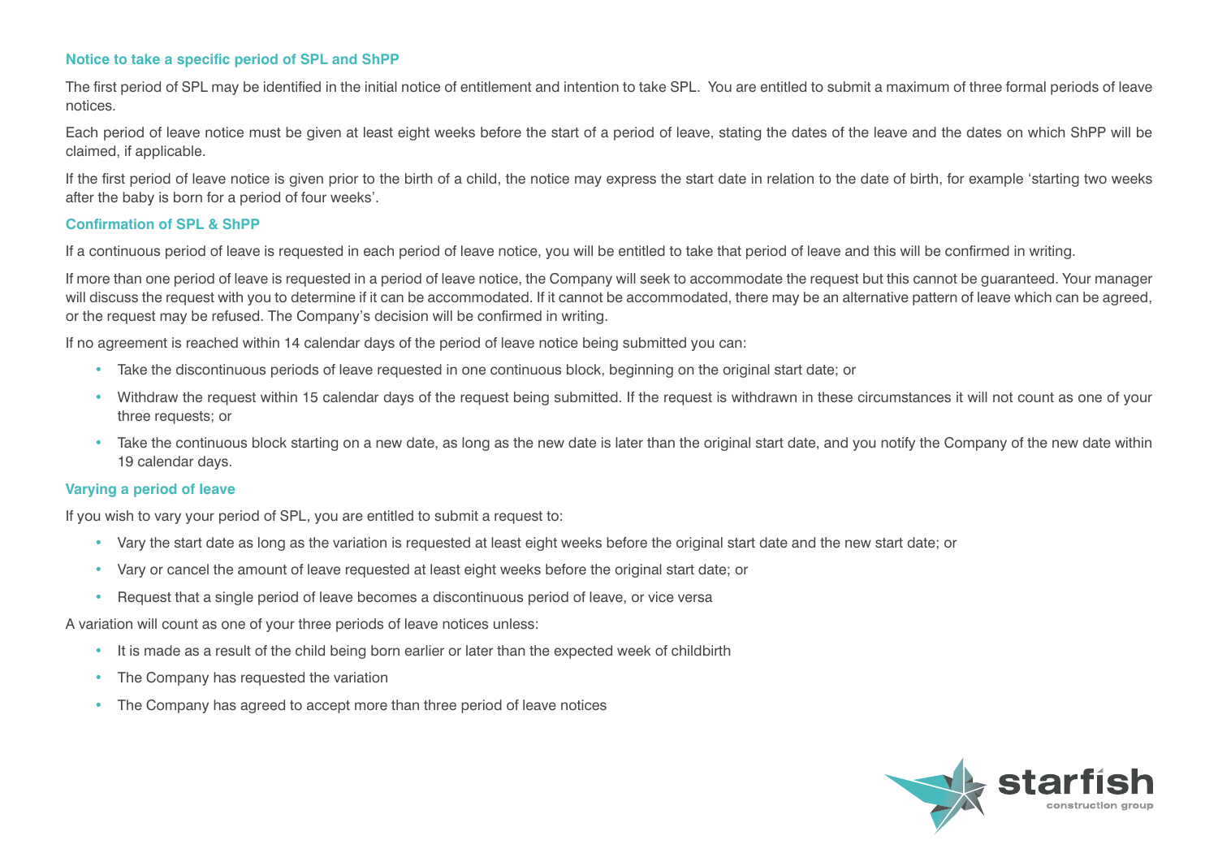### Notice to take a specific period of SPL and ShPP

The first period of SPL may be identified in the initial notice of entitlement and intention to take SPL. You are entitled to submit a maximum of three formal periods of leave notices.

Each period of leave notice must be given at least eight weeks before the start of a period of leave, stating the dates of the leave and the dates on which ShPP will be claimed, if applicable.

If the first period of leave notice is given prior to the birth of a child, the notice may express the start date in relation to the date of birth, for example 'starting two weeks after the baby is born for a period of four weeks'.

### Confirmation of SPL & ShPP

If a continuous period of leave is requested in each period of leave notice, you will be entitled to take that period of leave and this will be confirmed in writing.

If more than one period of leave is requested in a period of leave notice, the Company will seek to accommodate the request but this cannot be guaranteed. Your manager will discuss the request with you to determine if it can be accommodated. If it cannot be accommodated, there may be an alternative pattern of leave which can be agreed, or the request may be refused. The Company's decision will be confirmed in writing.

If no agreement is reached within 14 calendar days of the period of leave notice being submitted you can:

- Take the discontinuous periods of leave requested in one continuous block, beginning on the original start date; or
- Withdraw the request within 15 calendar days of the request being submitted. If the request is withdrawn in these circumstances it will not count as one of your three requests; or
- Take the continuous block starting on a new date, as long as the new date is later than the original start date, and you notify the Company of the new date within 19 calendar days.

### Varying a period of leave

If you wish to vary your period of SPL, you are entitled to submit a request to:

- Vary the start date as long as the variation is requested at least eight weeks before the original start date and the new start date; or
- Vary or cancel the amount of leave requested at least eight weeks before the original start date; or
- Request that a single period of leave becomes a discontinuous period of leave, or vice versa

A variation will count as one of your three periods of leave notices unless:

- It is made as a result of the child being born earlier or later than the expected week of childbirth
- The Company has requested the variation
- The Company has agreed to accept more than three period of leave notices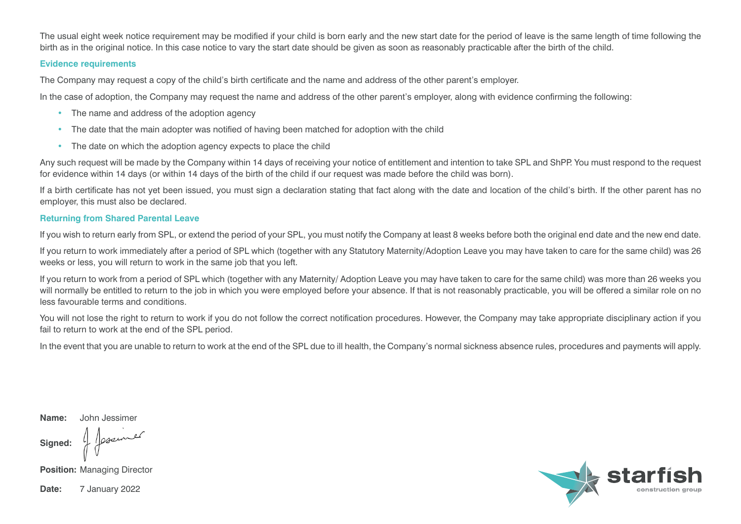The usual eight week notice requirement may be modified if your child is born early and the new start date for the period of leave is the same length of time following the birth as in the original notice. In this case notice to vary the start date should be given as soon as reasonably practicable after the birth of the child.

### Evidence requirements

The Company may request a copy of the child's birth certificate and the name and address of the other parent's employer.

In the case of adoption, the Company may request the name and address of the other parent's employer, along with evidence confirming the following:

- The name and address of the adoption agency
- The date that the main adopter was notified of having been matched for adoption with the child
- The date on which the adoption agency expects to place the child

Any such request will be made by the Company within 14 days of receiving your notice of entitlement and intention to take SPL and ShPP. You must respond to the request for evidence within 14 days (or within 14 days of the birth of the child if our request was made before the child was born).

If a birth certificate has not yet been issued, you must sign a declaration stating that fact along with the date and location of the child's birth. If the other parent has no employer, this must also be declared.

### Returning from Shared Parental Leave

If you wish to return early from SPL, or extend the period of your SPL, you must notify the Company at least 8 weeks before both the original end date and the new end date.

If you return to work immediately after a period of SPL which (together with any Statutory Maternity/Adoption Leave you may have taken to care for the same child) was 26 weeks or less, you will return to work in the same job that you left.

If you return to work from a period of SPL which (together with any Maternity/ Adoption Leave you may have taken to care for the same child) was more than 26 weeks you will normally be entitled to return to the job in which you were employed before your absence. If that is not reasonably practicable, you will be offered a similar role on no less favourable terms and conditions.

You will not lose the right to return to work if you do not follow the correct notification procedures. However, the Company may take appropriate disciplinary action if you fail to return to work at the end of the SPL period.

In the event that you are unable to return to work at the end of the SPL due to ill health, the Company's normal sickness absence rules, procedures and payments will apply.

**Name:** John Jessimer

**Signed:** J Jessimer

**Position:** Managing Director

**Date:** 7 January 2022

starfish construction group